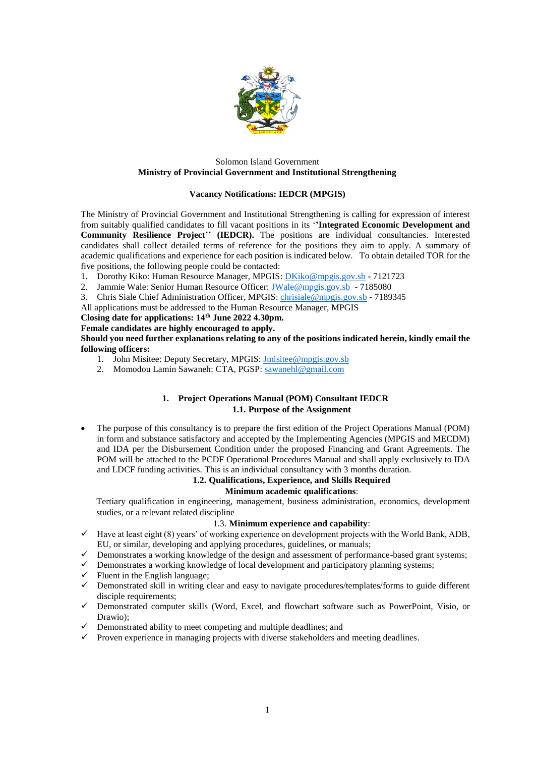Solomon Island Government

**Ministry of Provincial Government and Institutional Strengthening**

**Vacancy Notifications: IEDCR (MPGIS)**

The Ministry of Provincial Government and Institutional Strengthening is calling for expression of interest from suitably qualified candidates to fill vacant positions in its ''**Integrated Economic Development and Community Resilience Project**'' **(IEDCR).** The positions are individual consultancies. Interested candidates shall collect detailed terms of reference for the positions they aim to apply. A summary of academic qualifications and experience for each position is indicated below. To obtain detailed TOR for the five positions, the following people could be contacted:

1. Dorothy Kiko: Human Resource Manager, MPGIS: DKiko@mpgis.gov.sb - 7121723
2. Jammie Wale: Senior Human Resource Officer: JWale@mpgis.gov.sb - 7185080
3. Chris Siale Chief Administration Officer, MPGIS: chrisiale@mpgis.gov.sb - 7189345

All applications must be addressed to the Human Resource Manager, MPGIS

**Closing date for applications: 14th June 2022 4.30pm.**

**Female candidates are highly encouraged to apply.**

**Should you need further explanations relating to any of the positions indicated herein, kindly email the following officers:**

1. John Misitee: Deputy Secretary, MPGIS: Jmisitee@mpgis.gov.sb
2. Momodou Lamin Sawaneh: CTA, PGSP: sawanehl@gmail.com

## 1. Project Operations Manual (POM) Consultant IEDCR

### 1.1. Purpose of the Assignment

- The purpose of this consultancy is to prepare the first edition of the Project Operations Manual (POM) in form and substance satisfactory and accepted by the Implementing Agencies (MPGIS and MECDM) and IDA per the Disbursement Condition under the proposed Financing and Grant Agreements. The POM will be attached to the PCDF Operational Procedures Manual and shall apply exclusively to IDA and LDCF funding activities. This is an individual consultancy with 3 months duration.

### 1.2. Qualifications, Experience, and Skills Required

**Minimum academic qualifications**:

Tertiary qualification in engineering, management, business administration, economics, development studies, or a relevant related discipline

### 1.3. **Minimum experience and capability**:

- ✓ Have at least eight (8) years' of working experience on development projects with the World Bank, ADB, EU, or similar, developing and applying procedures, guidelines, or manuals;
- ✓ Demonstrates a working knowledge of the design and assessment of performance-based grant systems;
- ✓ Demonstrates a working knowledge of local development and participatory planning systems;
- ✓ Fluent in the English language;
- ✓ Demonstrated skill in writing clear and easy to navigate procedures/templates/forms to guide different disciple requirements;
- ✓ Demonstrated computer skills (Word, Excel, and flowchart software such as PowerPoint, Visio, or Drawio);
- ✓ Demonstrated ability to meet competing and multiple deadlines; and
- ✓ Proven experience in managing projects with diverse stakeholders and meeting deadlines.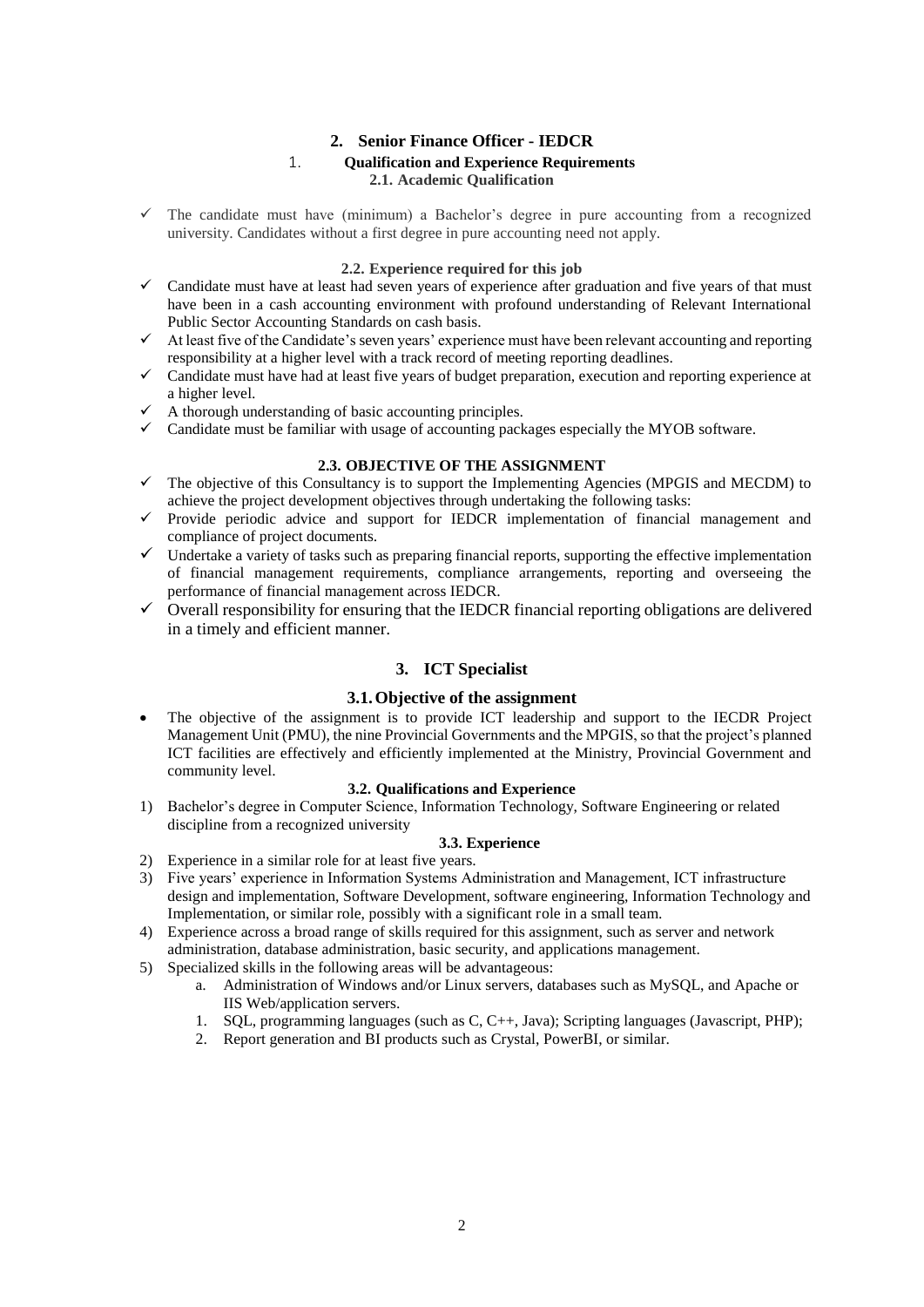## 2. Senior Finance Officer - IEDCR

### 1. Qualification and Experience Requirements

#### 2.1. Academic Qualification

- ✓ The candidate must have (minimum) a Bachelor's degree in pure accounting from a recognized university. Candidates without a first degree in pure accounting need not apply.

#### 2.2. Experience required for this job

- ✓ Candidate must have at least had seven years of experience after graduation and five years of that must have been in a cash accounting environment with profound understanding of Relevant International Public Sector Accounting Standards on cash basis.
- ✓ At least five of the Candidate's seven years' experience must have been relevant accounting and reporting responsibility at a higher level with a track record of meeting reporting deadlines.
- ✓ Candidate must have had at least five years of budget preparation, execution and reporting experience at a higher level.
- ✓ A thorough understanding of basic accounting principles.
- ✓ Candidate must be familiar with usage of accounting packages especially the MYOB software.

#### 2.3. OBJECTIVE OF THE ASSIGNMENT

- ✓ The objective of this Consultancy is to support the Implementing Agencies (MPGIS and MECDM) to achieve the project development objectives through undertaking the following tasks:
- ✓ Provide periodic advice and support for IEDCR implementation of financial management and compliance of project documents.
- ✓ Undertake a variety of tasks such as preparing financial reports, supporting the effective implementation of financial management requirements, compliance arrangements, reporting and overseeing the performance of financial management across IEDCR.
- ✓ Overall responsibility for ensuring that the IEDCR financial reporting obligations are delivered in a timely and efficient manner.

## 3. ICT Specialist

### 3.1. Objective of the assignment

- The objective of the assignment is to provide ICT leadership and support to the IECDR Project Management Unit (PMU), the nine Provincial Governments and the MPGIS, so that the project's planned ICT facilities are effectively and efficiently implemented at the Ministry, Provincial Government and community level.

#### 3.2. Qualifications and Experience

1) Bachelor's degree in Computer Science, Information Technology, Software Engineering or related discipline from a recognized university

#### 3.3. Experience

2) Experience in a similar role for at least five years.
3) Five years' experience in Information Systems Administration and Management, ICT infrastructure design and implementation, Software Development, software engineering, Information Technology and Implementation, or similar role, possibly with a significant role in a small team.
4) Experience across a broad range of skills required for this assignment, such as server and network administration, database administration, basic security, and applications management.
5) Specialized skills in the following areas will be advantageous:
    a. Administration of Windows and/or Linux servers, databases such as MySQL, and Apache or IIS Web/application servers.
    1. SQL, programming languages (such as C, C++, Java); Scripting languages (Javascript, PHP);
    2. Report generation and BI products such as Crystal, PowerBI, or similar.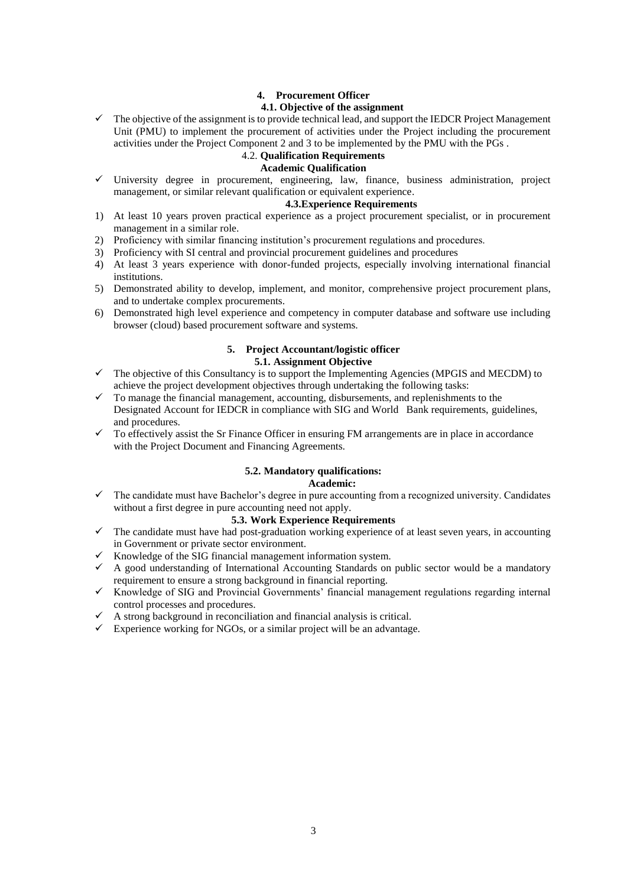## 4. Procurement Officer

### 4.1. Objective of the assignment

- ✓ The objective of the assignment is to provide technical lead, and support the IEDCR Project Management Unit (PMU) to implement the procurement of activities under the Project including the procurement activities under the Project Component 2 and 3 to be implemented by the PMU with the PGs .

### 4.2. Qualification Requirements

**Academic Qualification**

- ✓ University degree in procurement, engineering, law, finance, business administration, project management, or similar relevant qualification or equivalent experience.

### 4.3.Experience Requirements

1) At least 10 years proven practical experience as a project procurement specialist, or in procurement management in a similar role.
2) Proficiency with similar financing institution's procurement regulations and procedures.
3) Proficiency with SI central and provincial procurement guidelines and procedures
4) At least 3 years experience with donor-funded projects, especially involving international financial institutions.
5) Demonstrated ability to develop, implement, and monitor, comprehensive project procurement plans, and to undertake complex procurements.
6) Demonstrated high level experience and competency in computer database and software use including browser (cloud) based procurement software and systems.

## 5. Project Accountant/logistic officer

### 5.1. Assignment Objective

- ✓ The objective of this Consultancy is to support the Implementing Agencies (MPGIS and MECDM) to achieve the project development objectives through undertaking the following tasks:
- ✓ To manage the financial management, accounting, disbursements, and replenishments to the Designated Account for IEDCR in compliance with SIG and World Bank requirements, guidelines, and procedures.
- ✓ To effectively assist the Sr Finance Officer in ensuring FM arrangements are in place in accordance with the Project Document and Financing Agreements.

### 5.2. Mandatory qualifications:

**Academic:**

- ✓ The candidate must have Bachelor's degree in pure accounting from a recognized university. Candidates without a first degree in pure accounting need not apply.

### 5.3. Work Experience Requirements

- ✓ The candidate must have had post-graduation working experience of at least seven years, in accounting in Government or private sector environment.
- ✓ Knowledge of the SIG financial management information system.
- ✓ A good understanding of International Accounting Standards on public sector would be a mandatory requirement to ensure a strong background in financial reporting.
- ✓ Knowledge of SIG and Provincial Governments' financial management regulations regarding internal control processes and procedures.
- ✓ A strong background in reconciliation and financial analysis is critical.
- ✓ Experience working for NGOs, or a similar project will be an advantage.